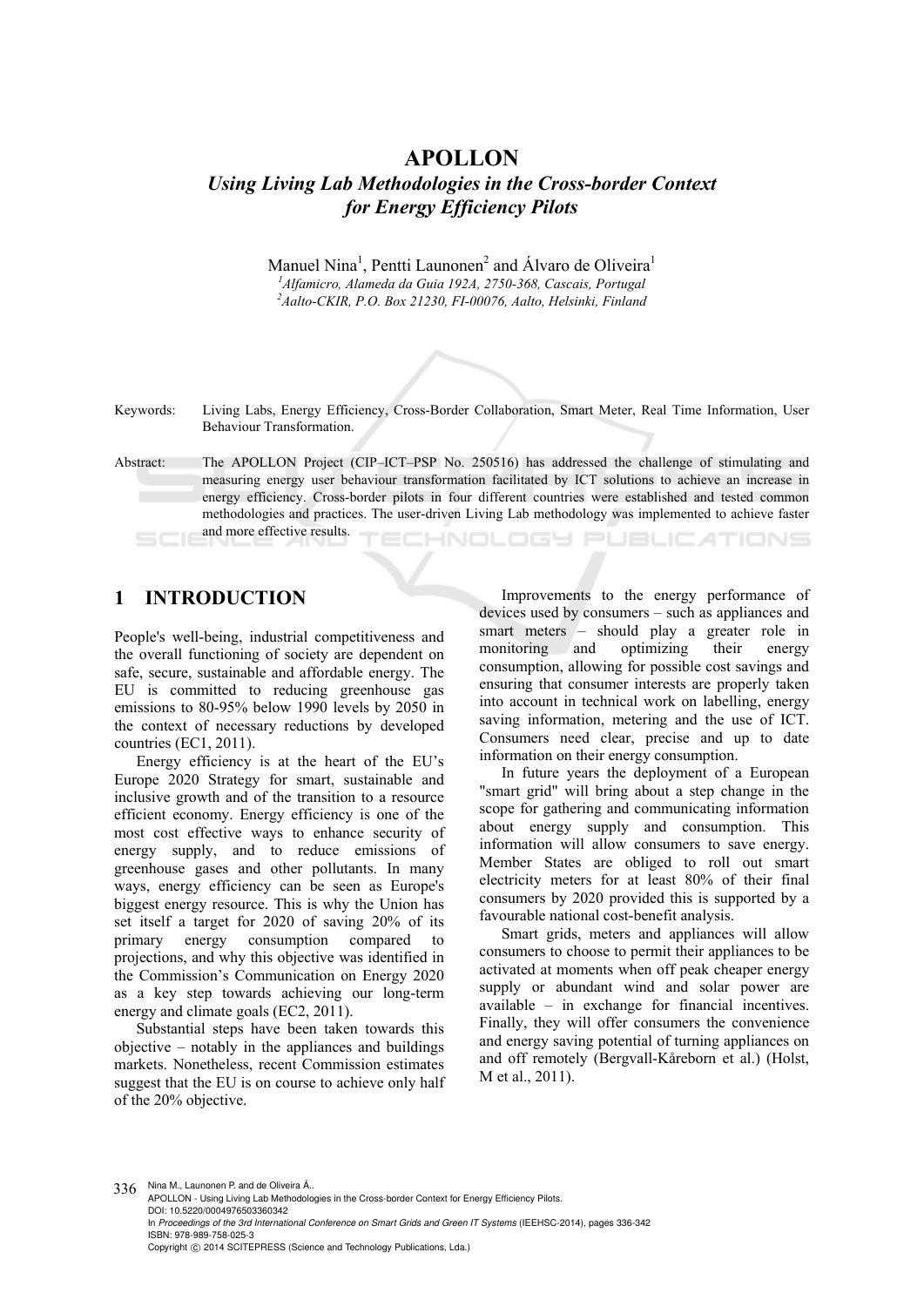# APOLLON

## *Using Living Lab Methodologies in the Cross-border Context for Energy Efficiency Pilots*

Manuel Nina[1], Pentti Launonen[2] and Álvaro de Oliveira[1]

[1] *Alfamicro, Alameda da Guia 192A, 2750-368, Cascais, Portugal*
[2] *Aalto-CKIR, P.O. Box 21230, FI-00076, Aalto, Helsinki, Finland*

Keywords: Living Labs, Energy Efficiency, Cross-Border Collaboration, Smart Meter, Real Time Information, User Behaviour Transformation.

Abstract: The APOLLON Project (CIP–ICT–PSP No. 250516) has addressed the challenge of stimulating and measuring energy user behaviour transformation facilitated by ICT solutions to achieve an increase in energy efficiency. Cross-border pilots in four different countries were established and tested common methodologies and practices. The user-driven Living Lab methodology was implemented to achieve faster and more effective results.

## 1 INTRODUCTION

People's well-being, industrial competitiveness and the overall functioning of society are dependent on safe, secure, sustainable and affordable energy. The EU is committed to reducing greenhouse gas emissions to 80-95% below 1990 levels by 2050 in the context of necessary reductions by developed countries (EC1, 2011).

Energy efficiency is at the heart of the EU's Europe 2020 Strategy for smart, sustainable and inclusive growth and of the transition to a resource efficient economy. Energy efficiency is one of the most cost effective ways to enhance security of energy supply, and to reduce emissions of greenhouse gases and other pollutants. In many ways, energy efficiency can be seen as Europe's biggest energy resource. This is why the Union has set itself a target for 2020 of saving 20% of its primary energy consumption compared to projections, and why this objective was identified in the Commission's Communication on Energy 2020 as a key step towards achieving our long-term energy and climate goals (EC2, 2011).

Substantial steps have been taken towards this objective – notably in the appliances and buildings markets. Nonetheless, recent Commission estimates suggest that the EU is on course to achieve only half of the 20% objective.

Improvements to the energy performance of devices used by consumers – such as appliances and smart meters – should play a greater role in monitoring and optimizing their energy consumption, allowing for possible cost savings and ensuring that consumer interests are properly taken into account in technical work on labelling, energy saving information, metering and the use of ICT. Consumers need clear, precise and up to date information on their energy consumption.

In future years the deployment of a European "smart grid" will bring about a step change in the scope for gathering and communicating information about energy supply and consumption. This information will allow consumers to save energy. Member States are obliged to roll out smart electricity meters for at least 80% of their final consumers by 2020 provided this is supported by a favourable national cost-benefit analysis.

Smart grids, meters and appliances will allow consumers to choose to permit their appliances to be activated at moments when off peak cheaper energy supply or abundant wind and solar power are available – in exchange for financial incentives. Finally, they will offer consumers the convenience and energy saving potential of turning appliances on and off remotely (Bergvall-Kåreborn et al.) (Holst, M et al., 2011).

Nina M., Launonen P. and de Oliveira Á..
APOLLON - Using Living Lab Methodologies in the Cross-border Context for Energy Efficiency Pilots.
DOI: 10.5220/0004976503360342
In *Proceedings of the 3rd International Conference on Smart Grids and Green IT Systems* (IEEHSC-2014), pages 336-342
ISBN: 978-989-758-025-3
Copyright © 2014 SCITEPRESS (Science and Technology Publications, Lda.)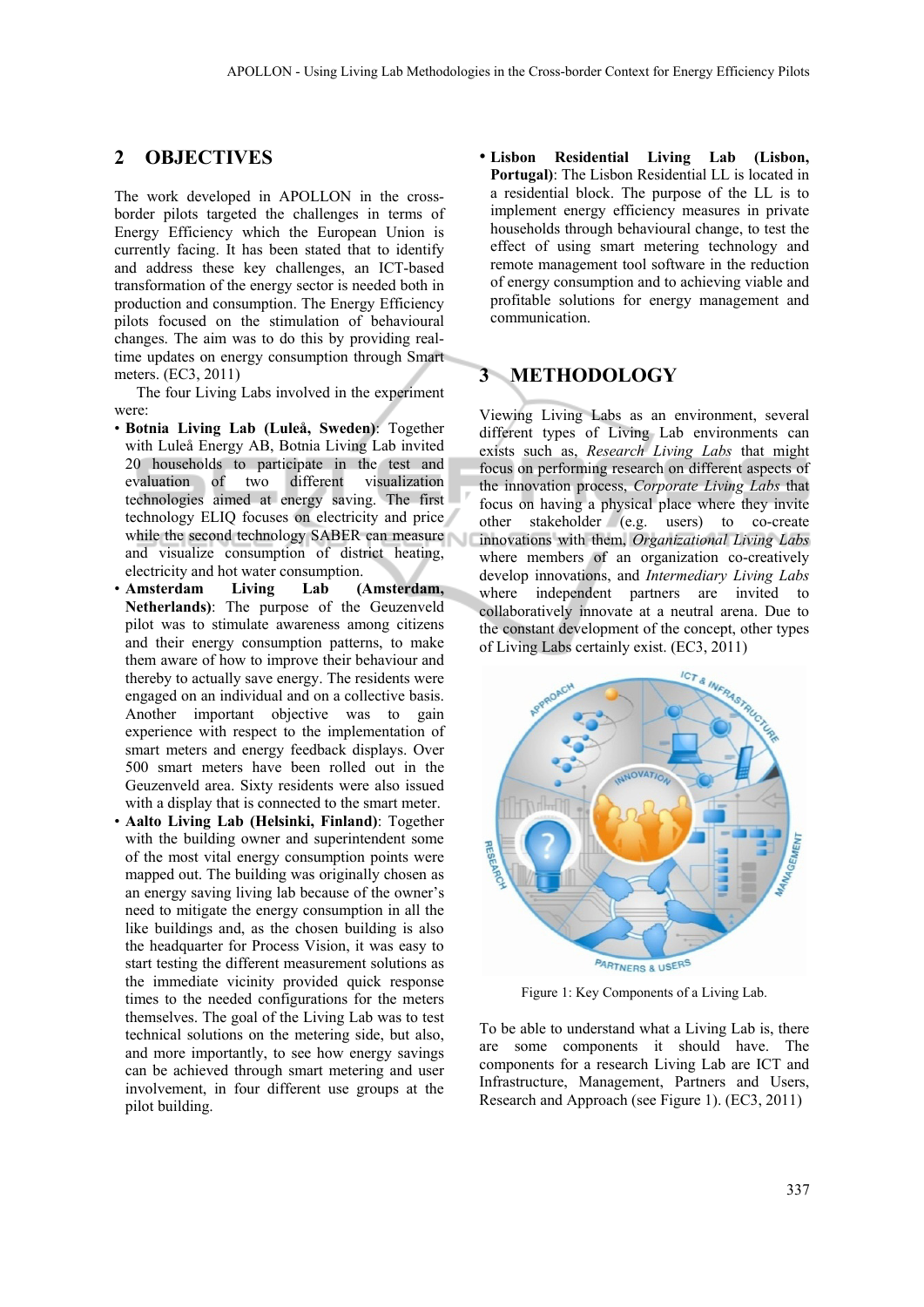## 2 OBJECTIVES

The work developed in APOLLON in the cross-border pilots targeted the challenges in terms of Energy Efficiency which the European Union is currently facing. It has been stated that to identify and address these key challenges, an ICT-based transformation of the energy sector is needed both in production and consumption. The Energy Efficiency pilots focused on the stimulation of behavioural changes. The aim was to do this by providing real-time updates on energy consumption through Smart meters. (EC3, 2011)

The four Living Labs involved in the experiment were:

- **Botnia Living Lab (Luleå, Sweden)**: Together with Luleå Energy AB, Botnia Living Lab invited 20 households to participate in the test and evaluation of two different visualization technologies aimed at energy saving. The first technology ELIQ focuses on electricity and price while the second technology SABER can measure and visualize consumption of district heating, electricity and hot water consumption.
- **Amsterdam Living Lab (Amsterdam, Netherlands)**: The purpose of the Geuzenveld pilot was to stimulate awareness among citizens and their energy consumption patterns, to make them aware of how to improve their behaviour and thereby to actually save energy. The residents were engaged on an individual and on a collective basis. Another important objective was to gain experience with respect to the implementation of smart meters and energy feedback displays. Over 500 smart meters have been rolled out in the Geuzenveld area. Sixty residents were also issued with a display that is connected to the smart meter.
- **Aalto Living Lab (Helsinki, Finland)**: Together with the building owner and superintendent some of the most vital energy consumption points were mapped out. The building was originally chosen as an energy saving living lab because of the owner's need to mitigate the energy consumption in all the like buildings and, as the chosen building is also the headquarter for Process Vision, it was easy to start testing the different measurement solutions as the immediate vicinity provided quick response times to the needed configurations for the meters themselves. The goal of the Living Lab was to test technical solutions on the metering side, but also, and more importantly, to see how energy savings can be achieved through smart metering and user involvement, in four different use groups at the pilot building.
- **Lisbon Residential Living Lab (Lisbon, Portugal)**: The Lisbon Residential LL is located in a residential block. The purpose of the LL is to implement energy efficiency measures in private households through behavioural change, to test the effect of using smart metering technology and remote management tool software in the reduction of energy consumption and to achieving viable and profitable solutions for energy management and communication.

## 3 METHODOLOGY

Viewing Living Labs as an environment, several different types of Living Lab environments can exists such as, *Research Living Labs* that might focus on performing research on different aspects of the innovation process, *Corporate Living Labs* that focus on having a physical place where they invite other stakeholder (e.g. users) to co-create innovations with them, *Organizational Living Labs* where members of an organization co-creatively develop innovations, and *Intermediary Living Labs* where independent partners are invited to collaboratively innovate at a neutral arena. Due to the constant development of the concept, other types of Living Labs certainly exist. (EC3, 2011)

Figure 1: Key Components of a Living Lab.

To be able to understand what a Living Lab is, there are some components it should have. The components for a research Living Lab are ICT and Infrastructure, Management, Partners and Users, Research and Approach (see Figure 1). (EC3, 2011)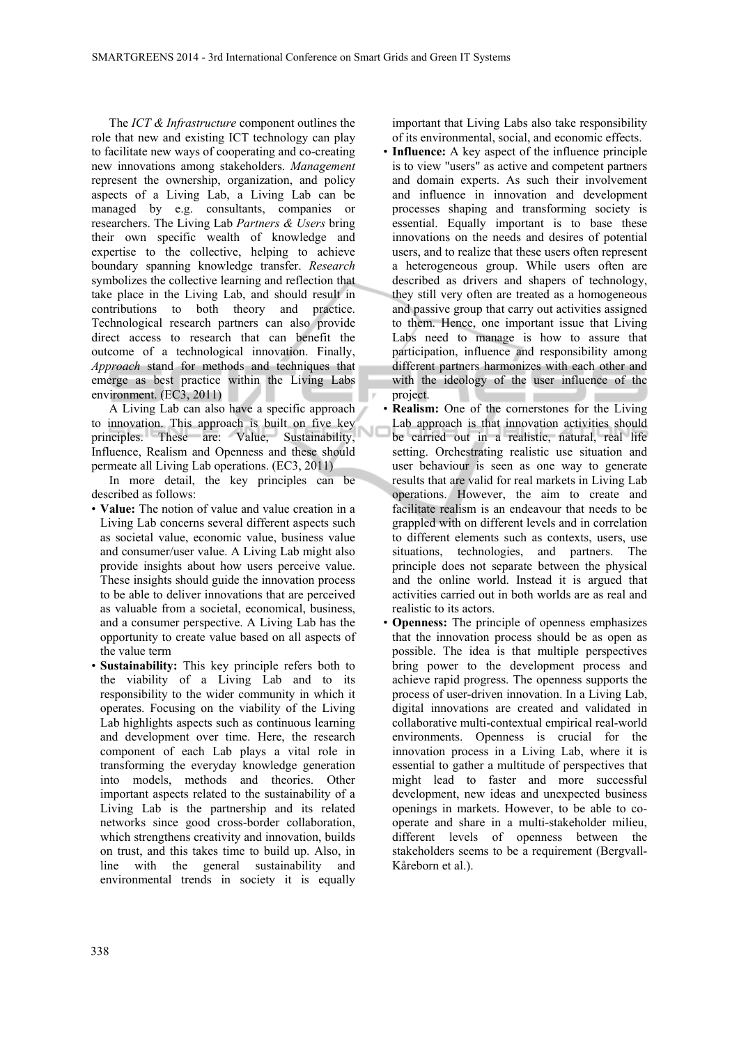The *ICT & Infrastructure* component outlines the role that new and existing ICT technology can play to facilitate new ways of cooperating and co-creating new innovations among stakeholders. *Management* represent the ownership, organization, and policy aspects of a Living Lab, a Living Lab can be managed by e.g. consultants, companies or researchers. The Living Lab *Partners & Users* bring their own specific wealth of knowledge and expertise to the collective, helping to achieve boundary spanning knowledge transfer. *Research* symbolizes the collective learning and reflection that take place in the Living Lab, and should result in contributions to both theory and practice. Technological research partners can also provide direct access to research that can benefit the outcome of a technological innovation. Finally, *Approach* stand for methods and techniques that emerge as best practice within the Living Labs environment. (EC3, 2011)

A Living Lab can also have a specific approach to innovation. This approach is built on five key principles. These are: Value, Sustainability, Influence, Realism and Openness and these should permeate all Living Lab operations. (EC3, 2011)

In more detail, the key principles can be described as follows:

- **Value:** The notion of value and value creation in a Living Lab concerns several different aspects such as societal value, economic value, business value and consumer/user value. A Living Lab might also provide insights about how users perceive value. These insights should guide the innovation process to be able to deliver innovations that are perceived as valuable from a societal, economical, business, and a consumer perspective. A Living Lab has the opportunity to create value based on all aspects of the value term
- **Sustainability:** This key principle refers both to the viability of a Living Lab and to its responsibility to the wider community in which it operates. Focusing on the viability of the Living Lab highlights aspects such as continuous learning and development over time. Here, the research component of each Lab plays a vital role in transforming the everyday knowledge generation into models, methods and theories. Other important aspects related to the sustainability of a Living Lab is the partnership and its related networks since good cross-border collaboration, which strengthens creativity and innovation, builds on trust, and this takes time to build up. Also, in line with the general sustainability and environmental trends in society it is equally important that Living Labs also take responsibility of its environmental, social, and economic effects.
- **Influence:** A key aspect of the influence principle is to view "users" as active and competent partners and domain experts. As such their involvement and influence in innovation and development processes shaping and transforming society is essential. Equally important is to base these innovations on the needs and desires of potential users, and to realize that these users often represent a heterogeneous group. While users often are described as drivers and shapers of technology, they still very often are treated as a homogeneous and passive group that carry out activities assigned to them. Hence, one important issue that Living Labs need to manage is how to assure that participation, influence and responsibility among different partners harmonizes with each other and with the ideology of the user influence of the project.
- **Realism:** One of the cornerstones for the Living Lab approach is that innovation activities should be carried out in a realistic, natural, real life setting. Orchestrating realistic use situation and user behaviour is seen as one way to generate results that are valid for real markets in Living Lab operations. However, the aim to create and facilitate realism is an endeavour that needs to be grappled with on different levels and in correlation to different elements such as contexts, users, use situations, technologies, and partners. The principle does not separate between the physical and the online world. Instead it is argued that activities carried out in both worlds are as real and realistic to its actors.
- **Openness:** The principle of openness emphasizes that the innovation process should be as open as possible. The idea is that multiple perspectives bring power to the development process and achieve rapid progress. The openness supports the process of user-driven innovation. In a Living Lab, digital innovations are created and validated in collaborative multi-contextual empirical real-world environments. Openness is crucial for the innovation process in a Living Lab, where it is essential to gather a multitude of perspectives that might lead to faster and more successful development, new ideas and unexpected business openings in markets. However, to be able to co-operate and share in a multi-stakeholder milieu, different levels of openness between the stakeholders seems to be a requirement (Bergvall-Kåreborn et al.).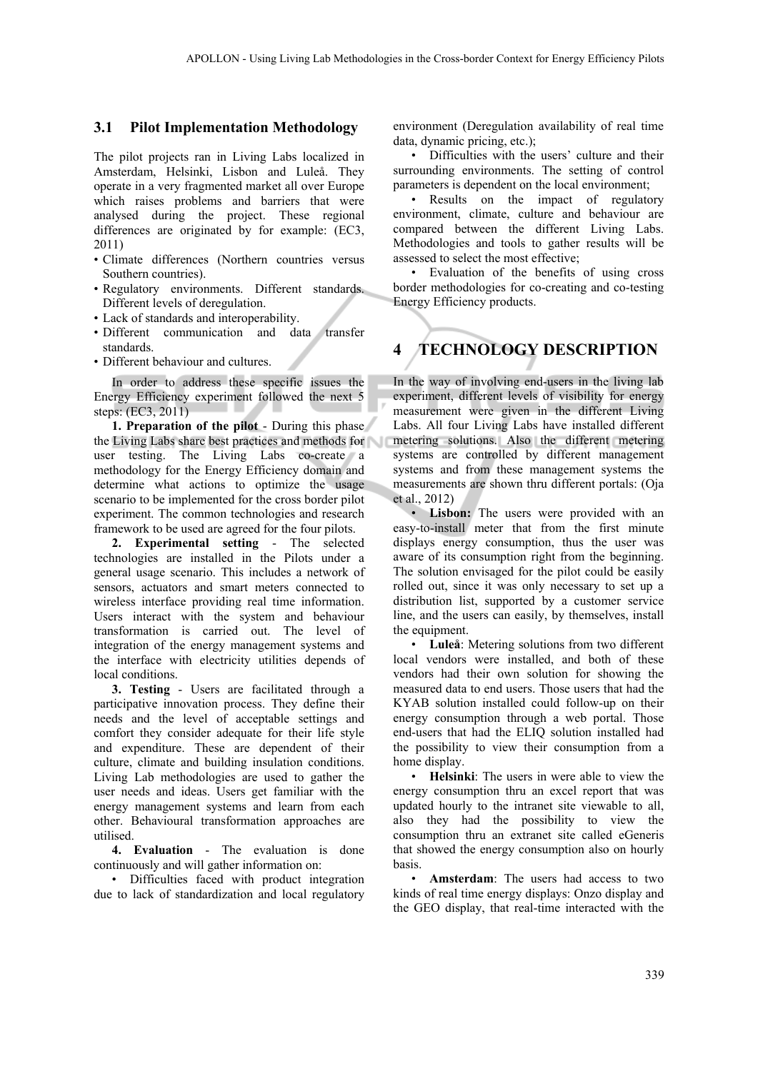### 3.1 Pilot Implementation Methodology

The pilot projects ran in Living Labs localized in Amsterdam, Helsinki, Lisbon and Luleå. They operate in a very fragmented market all over Europe which raises problems and barriers that were analysed during the project. These regional differences are originated by for example: (EC3, 2011)

- Climate differences (Northern countries versus Southern countries).
- Regulatory environments. Different standards. Different levels of deregulation.
- Lack of standards and interoperability.
- Different communication and data transfer standards.
- Different behaviour and cultures.

In order to address these specific issues the Energy Efficiency experiment followed the next 5 steps: (EC3, 2011)

**1. Preparation of the pilot** - During this phase the Living Labs share best practices and methods for user testing. The Living Labs co-create a methodology for the Energy Efficiency domain and determine what actions to optimize the usage scenario to be implemented for the cross border pilot experiment. The common technologies and research framework to be used are agreed for the four pilots.

**2. Experimental setting** - The selected technologies are installed in the Pilots under a general usage scenario. This includes a network of sensors, actuators and smart meters connected to wireless interface providing real time information. Users interact with the system and behaviour transformation is carried out. The level of integration of the energy management systems and the interface with electricity utilities depends of local conditions.

**3. Testing** - Users are facilitated through a participative innovation process. They define their needs and the level of acceptable settings and comfort they consider adequate for their life style and expenditure. These are dependent of their culture, climate and building insulation conditions. Living Lab methodologies are used to gather the user needs and ideas. Users get familiar with the energy management systems and learn from each other. Behavioural transformation approaches are utilised.

**4. Evaluation** - The evaluation is done continuously and will gather information on:

- Difficulties faced with product integration due to lack of standardization and local regulatory environment (Deregulation availability of real time data, dynamic pricing, etc.);
- Difficulties with the users' culture and their surrounding environments. The setting of control parameters is dependent on the local environment;
- Results on the impact of regulatory environment, climate, culture and behaviour are compared between the different Living Labs. Methodologies and tools to gather results will be assessed to select the most effective;
- Evaluation of the benefits of using cross border methodologies for co-creating and co-testing Energy Efficiency products.

## 4 TECHNOLOGY DESCRIPTION

In the way of involving end-users in the living lab experiment, different levels of visibility for energy measurement were given in the different Living Labs. All four Living Labs have installed different metering solutions. Also the different metering systems are controlled by different management systems and from these management systems the measurements are shown thru different portals: (Oja et al., 2012)

- **Lisbon:** The users were provided with an easy-to-install meter that from the first minute displays energy consumption, thus the user was aware of its consumption right from the beginning. The solution envisaged for the pilot could be easily rolled out, since it was only necessary to set up a distribution list, supported by a customer service line, and the users can easily, by themselves, install the equipment.
- **Luleå**: Metering solutions from two different local vendors were installed, and both of these vendors had their own solution for showing the measured data to end users. Those users that had the KYAB solution installed could follow-up on their energy consumption through a web portal. Those end-users that had the ELIQ solution installed had the possibility to view their consumption from a home display.
- **Helsinki**: The users in were able to view the energy consumption thru an excel report that was updated hourly to the intranet site viewable to all, also they had the possibility to view the consumption thru an extranet site called eGeneris that showed the energy consumption also on hourly basis.
- **Amsterdam**: The users had access to two kinds of real time energy displays: Onzo display and the GEO display, that real-time interacted with the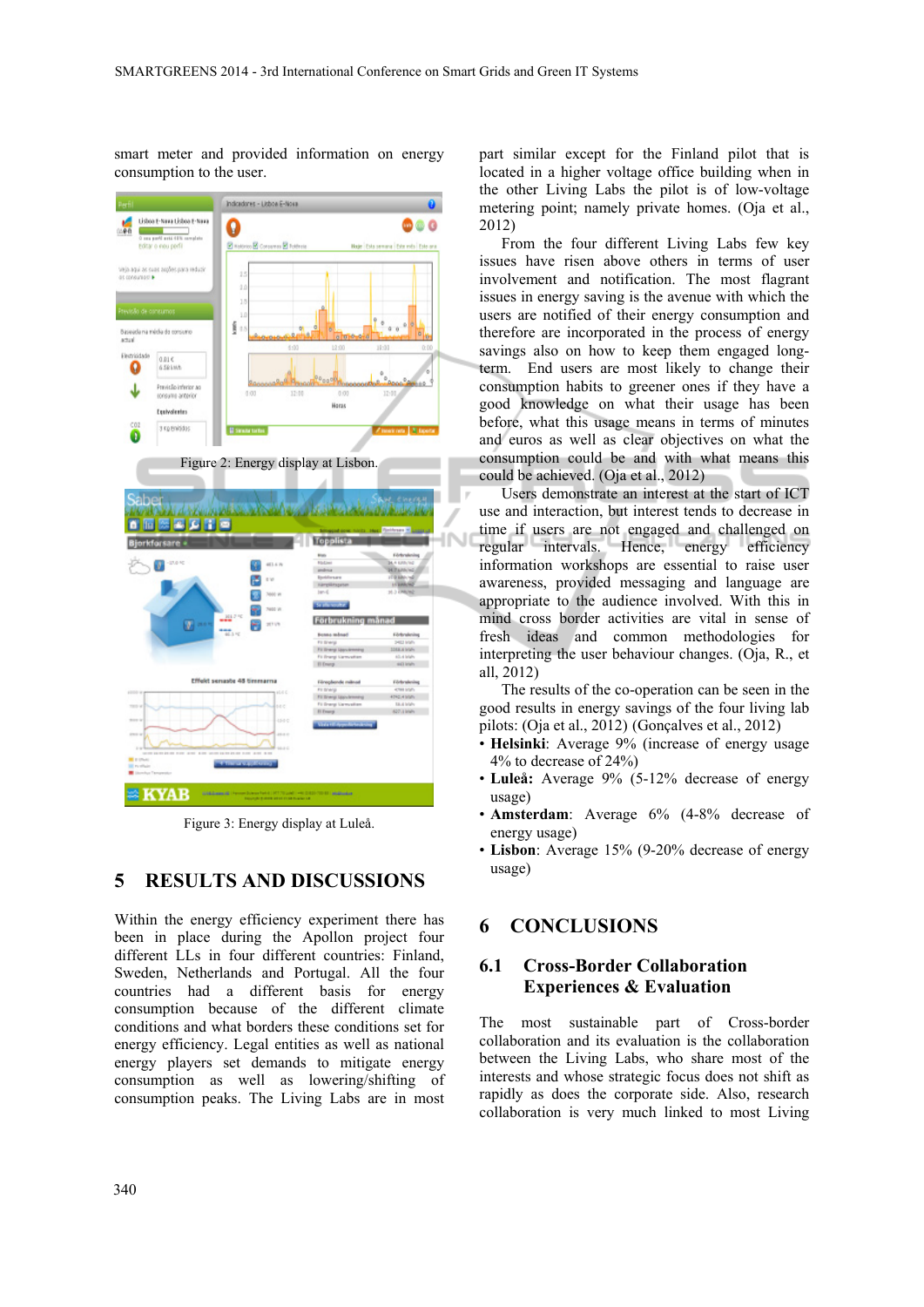smart meter and provided information on energy consumption to the user.

Figure 2: Energy display at Lisbon.

Figure 3: Energy display at Luleå.

## 5 RESULTS AND DISCUSSIONS

Within the energy efficiency experiment there has been in place during the Apollon project four different LLs in four different countries: Finland, Sweden, Netherlands and Portugal. All the four countries had a different basis for energy consumption because of the different climate conditions and what borders these conditions set for energy efficiency. Legal entities as well as national energy players set demands to mitigate energy consumption as well as lowering/shifting of consumption peaks. The Living Labs are in most part similar except for the Finland pilot that is located in a higher voltage office building when in the other Living Labs the pilot is of low-voltage metering point; namely private homes. (Oja et al., 2012)

From the four different Living Labs few key issues have risen above others in terms of user involvement and notification. The most flagrant issues in energy saving is the avenue with which the users are notified of their energy consumption and therefore are incorporated in the process of energy savings also on how to keep them engaged long-term. End users are most likely to change their consumption habits to greener ones if they have a good knowledge on what their usage has been before, what this usage means in terms of minutes and euros as well as clear objectives on what the consumption could be and with what means this could be achieved. (Oja et al., 2012)

Users demonstrate an interest at the start of ICT use and interaction, but interest tends to decrease in time if users are not engaged and challenged on regular intervals. Hence, energy efficiency information workshops are essential to raise user awareness, provided messaging and language are appropriate to the audience involved. With this in mind cross border activities are vital in sense of fresh ideas and common methodologies for interpreting the user behaviour changes. (Oja, R., et all, 2012)

The results of the co-operation can be seen in the good results in energy savings of the four living lab pilots: (Oja et al., 2012) (Gonçalves et al., 2012)

- **Helsinki**: Average 9% (increase of energy usage 4% to decrease of 24%)
- **Luleå:** Average 9% (5-12% decrease of energy usage)
- **Amsterdam**: Average 6% (4-8% decrease of energy usage)
- **Lisbon**: Average 15% (9-20% decrease of energy usage)

## 6 CONCLUSIONS

### 6.1 Cross-Border Collaboration Experiences & Evaluation

The most sustainable part of Cross-border collaboration and its evaluation is the collaboration between the Living Labs, who share most of the interests and whose strategic focus does not shift as rapidly as does the corporate side. Also, research collaboration is very much linked to most Living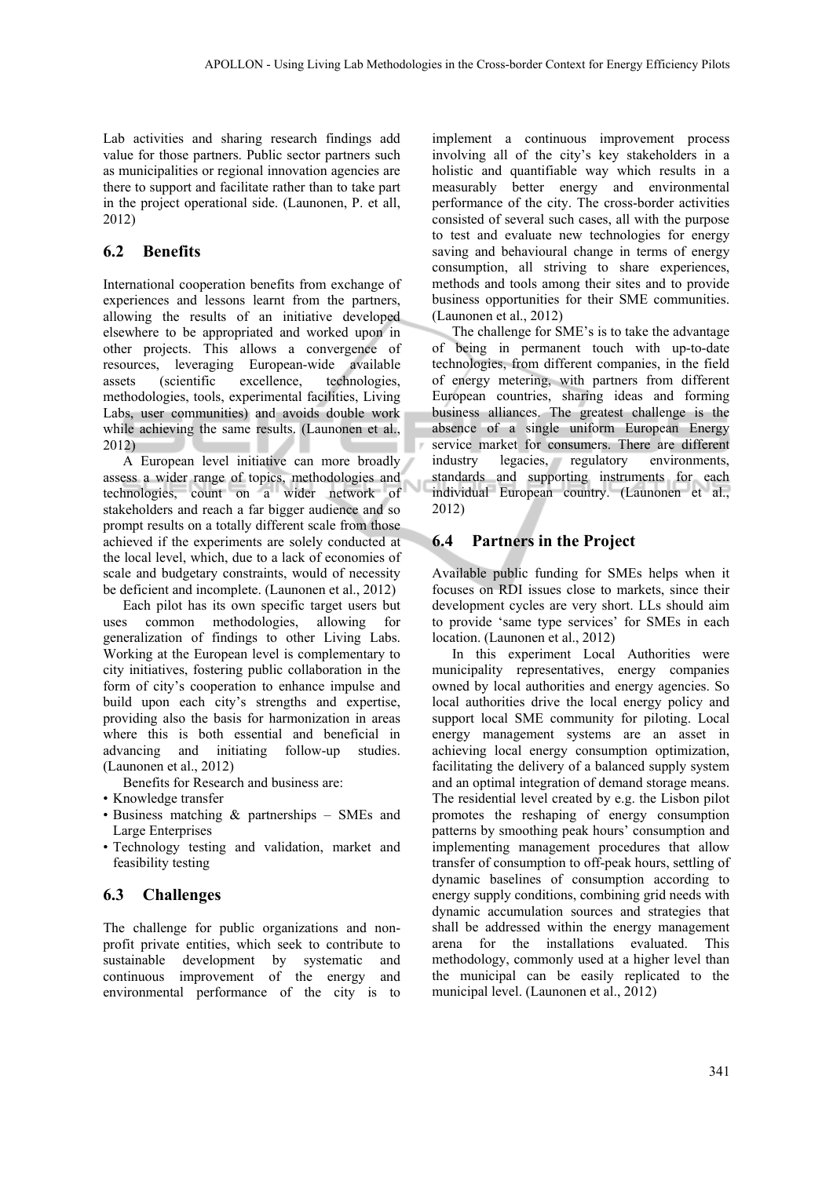Lab activities and sharing research findings add value for those partners. Public sector partners such as municipalities or regional innovation agencies are there to support and facilitate rather than to take part in the project operational side. (Launonen, P. et all, 2012)

## 6.2 Benefits

International cooperation benefits from exchange of experiences and lessons learnt from the partners, allowing the results of an initiative developed elsewhere to be appropriated and worked upon in other projects. This allows a convergence of resources, leveraging European-wide available assets (scientific excellence, technologies, methodologies, tools, experimental facilities, Living Labs, user communities) and avoids double work while achieving the same results. (Launonen et al., 2012)

A European level initiative can more broadly assess a wider range of topics, methodologies and technologies, count on a wider network of stakeholders and reach a far bigger audience and so prompt results on a totally different scale from those achieved if the experiments are solely conducted at the local level, which, due to a lack of economies of scale and budgetary constraints, would of necessity be deficient and incomplete. (Launonen et al., 2012)

Each pilot has its own specific target users but uses common methodologies, allowing for generalization of findings to other Living Labs. Working at the European level is complementary to city initiatives, fostering public collaboration in the form of city's cooperation to enhance impulse and build upon each city's strengths and expertise, providing also the basis for harmonization in areas where this is both essential and beneficial in advancing and initiating follow-up studies. (Launonen et al., 2012)

Benefits for Research and business are:

- Knowledge transfer
- Business matching & partnerships – SMEs and Large Enterprises
- Technology testing and validation, market and feasibility testing

## 6.3 Challenges

The challenge for public organizations and non-profit private entities, which seek to contribute to sustainable development by systematic and continuous improvement of the energy and environmental performance of the city is to implement a continuous improvement process involving all of the city's key stakeholders in a holistic and quantifiable way which results in a measurably better energy and environmental performance of the city. The cross-border activities consisted of several such cases, all with the purpose to test and evaluate new technologies for energy saving and behavioural change in terms of energy consumption, all striving to share experiences, methods and tools among their sites and to provide business opportunities for their SME communities. (Launonen et al., 2012)

The challenge for SME's is to take the advantage of being in permanent touch with up-to-date technologies, from different companies, in the field of energy metering, with partners from different European countries, sharing ideas and forming business alliances. The greatest challenge is the absence of a single uniform European Energy service market for consumers. There are different industry legacies, regulatory environments, standards and supporting instruments for each individual European country. (Launonen et al., 2012)

## 6.4 Partners in the Project

Available public funding for SMEs helps when it focuses on RDI issues close to markets, since their development cycles are very short. LLs should aim to provide 'same type services' for SMEs in each location. (Launonen et al., 2012)

In this experiment Local Authorities were municipality representatives, energy companies owned by local authorities and energy agencies. So local authorities drive the local energy policy and support local SME community for piloting. Local energy management systems are an asset in achieving local energy consumption optimization, facilitating the delivery of a balanced supply system and an optimal integration of demand storage means. The residential level created by e.g. the Lisbon pilot promotes the reshaping of energy consumption patterns by smoothing peak hours' consumption and implementing management procedures that allow transfer of consumption to off-peak hours, settling of dynamic baselines of consumption according to energy supply conditions, combining grid needs with dynamic accumulation sources and strategies that shall be addressed within the energy management arena for the installations evaluated. This methodology, commonly used at a higher level than the municipal can be easily replicated to the municipal level. (Launonen et al., 2012)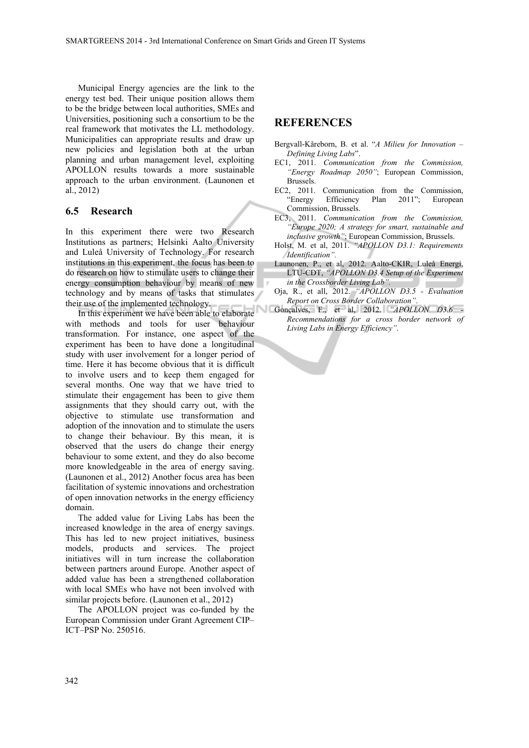Municipal Energy agencies are the link to the energy test bed. Their unique position allows them to be the bridge between local authorities, SMEs and Universities, positioning such a consortium to be the real framework that motivates the LL methodology. Municipalities can appropriate results and draw up new policies and legislation both at the urban planning and urban management level, exploiting APOLLON results towards a more sustainable approach to the urban environment. (Launonen et al., 2012)

### 6.5 Research

In this experiment there were two Research Institutions as partners; Helsinki Aalto University and Luleå University of Technology. For research institutions in this experiment, the focus has been to do research on how to stimulate users to change their energy consumption behaviour by means of new technology and by means of tasks that stimulates their use of the implemented technology.

In this experiment we have been able to elaborate with methods and tools for user behaviour transformation. For instance, one aspect of the experiment has been to have done a longitudinal study with user involvement for a longer period of time. Here it has become obvious that it is difficult to involve users and to keep them engaged for several months. One way that we have tried to stimulate their engagement has been to give them assignments that they should carry out, with the objective to stimulate use transformation and adoption of the innovation and to stimulate the users to change their behaviour. By this mean, it is observed that the users do change their energy behaviour to some extent, and they do also become more knowledgeable in the area of energy saving. (Launonen et al., 2012) Another focus area has been facilitation of systemic innovations and orchestration of open innovation networks in the energy efficiency domain.

The added value for Living Labs has been the increased knowledge in the area of energy savings. This has led to new project initiatives, business models, products and services. The project initiatives will in turn increase the collaboration between partners around Europe. Another aspect of added value has been a strengthened collaboration with local SMEs who have not been involved with similar projects before. (Launonen et al., 2012)

The APOLLON project was co-funded by the European Commission under Grant Agreement CIP–ICT–PSP No. 250516.

## REFERENCES

Bergvall-Kåreborn, B. et al. "*A Milieu for Innovation – Defining Living Labs*".

EC1, 2011. *Communication from the Commission, "Energy Roadmap 2050"*; European Commission, Brussels.

EC2, 2011. Communication from the Commission, "Energy Efficiency Plan 2011"; European Commission, Brussels.

EC3, 2011. *Communication from the Commission, "Europe 2020; A strategy for smart, sustainable and inclusive growth"*; European Commission, Brussels.

Holst, M. et al, 2011. *"APOLLON D3.1: Requirements Identification"*.

Launonen, P., et al, 2012. Aalto-CKIR, Luleå Energi, LTU-CDT, *"APOLLON D3.4 Setup of the Experiment in the Crossborder Living Lab"*.

Oja, R., et all, 2012. *"APOLLON D3.5 - Evaluation Report on Cross Border Collaboration"*.

Gonçalves, F., et al, 2012. *"APOLLON D3.6 - Recommendations for a cross border network of Living Labs in Energy Efficiency"*.